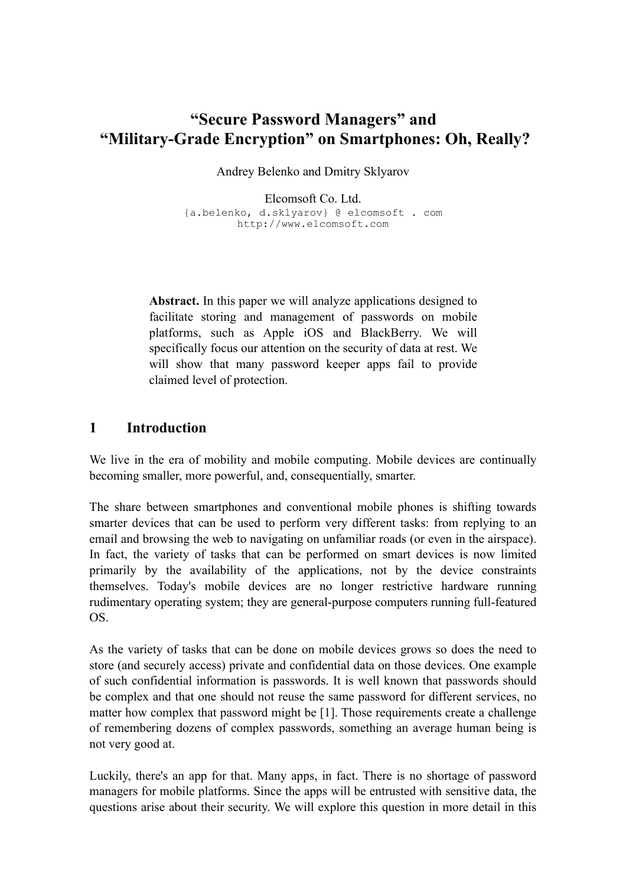# "Secure Password Managers" and "Military-Grade Encryption" on Smartphones: Oh, Really?

Andrey Belenko and Dmitry Sklyarov

Elcomsoft Co. Ltd.
{a.belenko, d.sklyarov} @ elcomsoft . com
http://www.elcomsoft.com

**Abstract.** In this paper we will analyze applications designed to facilitate storing and management of passwords on mobile platforms, such as Apple iOS and BlackBerry. We will specifically focus our attention on the security of data at rest. We will show that many password keeper apps fail to provide claimed level of protection.

## 1 Introduction

We live in the era of mobility and mobile computing. Mobile devices are continually becoming smaller, more powerful, and, consequentially, smarter.

The share between smartphones and conventional mobile phones is shifting towards smarter devices that can be used to perform very different tasks: from replying to an email and browsing the web to navigating on unfamiliar roads (or even in the airspace). In fact, the variety of tasks that can be performed on smart devices is now limited primarily by the availability of the applications, not by the device constraints themselves. Today's mobile devices are no longer restrictive hardware running rudimentary operating system; they are general-purpose computers running full-featured OS.

As the variety of tasks that can be done on mobile devices grows so does the need to store (and securely access) private and confidential data on those devices. One example of such confidential information is passwords. It is well known that passwords should be complex and that one should not reuse the same password for different services, no matter how complex that password might be [1]. Those requirements create a challenge of remembering dozens of complex passwords, something an average human being is not very good at.

Luckily, there's an app for that. Many apps, in fact. There is no shortage of password managers for mobile platforms. Since the apps will be entrusted with sensitive data, the questions arise about their security. We will explore this question in more detail in this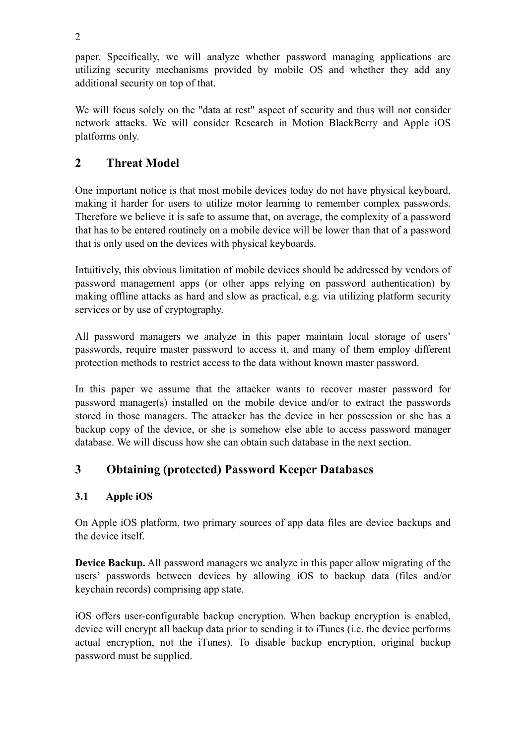paper. Specifically, we will analyze whether password managing applications are utilizing security mechanisms provided by mobile OS and whether they add any additional security on top of that.

We will focus solely on the "data at rest" aspect of security and thus will not consider network attacks. We will consider Research in Motion BlackBerry and Apple iOS platforms only.

## 2 Threat Model

One important notice is that most mobile devices today do not have physical keyboard, making it harder for users to utilize motor learning to remember complex passwords. Therefore we believe it is safe to assume that, on average, the complexity of a password that has to be entered routinely on a mobile device will be lower than that of a password that is only used on the devices with physical keyboards.

Intuitively, this obvious limitation of mobile devices should be addressed by vendors of password management apps (or other apps relying on password authentication) by making offline attacks as hard and slow as practical, e.g. via utilizing platform security services or by use of cryptography.

All password managers we analyze in this paper maintain local storage of users' passwords, require master password to access it, and many of them employ different protection methods to restrict access to the data without known master password.

In this paper we assume that the attacker wants to recover master password for password manager(s) installed on the mobile device and/or to extract the passwords stored in those managers. The attacker has the device in her possession or she has a backup copy of the device, or she is somehow else able to access password manager database. We will discuss how she can obtain such database in the next section.

## 3 Obtaining (protected) Password Keeper Databases

### 3.1 Apple iOS

On Apple iOS platform, two primary sources of app data files are device backups and the device itself.

**Device Backup.** All password managers we analyze in this paper allow migrating of the users' passwords between devices by allowing iOS to backup data (files and/or keychain records) comprising app state.

iOS offers user-configurable backup encryption. When backup encryption is enabled, device will encrypt all backup data prior to sending it to iTunes (i.e. the device performs actual encryption, not the iTunes). To disable backup encryption, original backup password must be supplied.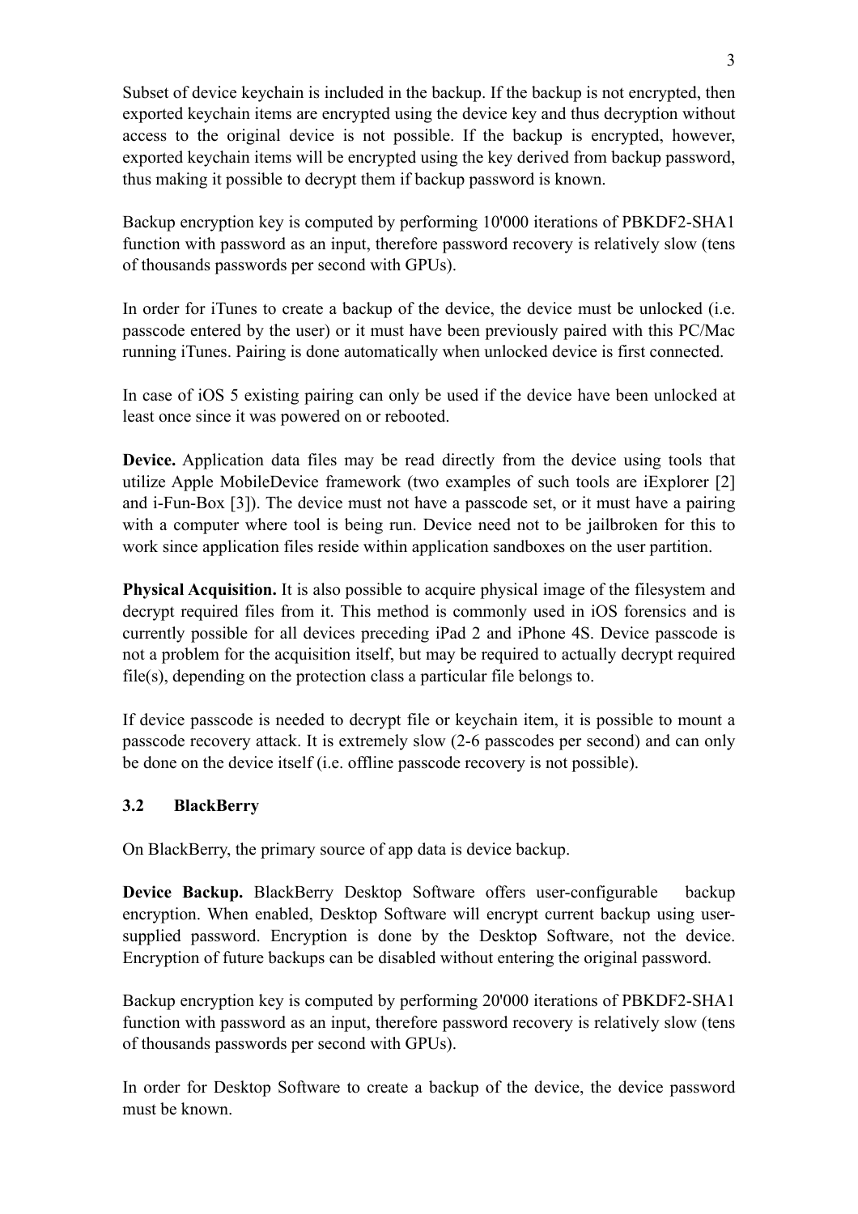Subset of device keychain is included in the backup. If the backup is not encrypted, then exported keychain items are encrypted using the device key and thus decryption without access to the original device is not possible. If the backup is encrypted, however, exported keychain items will be encrypted using the key derived from backup password, thus making it possible to decrypt them if backup password is known.

Backup encryption key is computed by performing 10'000 iterations of PBKDF2-SHA1 function with password as an input, therefore password recovery is relatively slow (tens of thousands passwords per second with GPUs).

In order for iTunes to create a backup of the device, the device must be unlocked (i.e. passcode entered by the user) or it must have been previously paired with this PC/Mac running iTunes. Pairing is done automatically when unlocked device is first connected.

In case of iOS 5 existing pairing can only be used if the device have been unlocked at least once since it was powered on or rebooted.

**Device.** Application data files may be read directly from the device using tools that utilize Apple MobileDevice framework (two examples of such tools are iExplorer [2] and i-Fun-Box [3]). The device must not have a passcode set, or it must have a pairing with a computer where tool is being run. Device need not to be jailbroken for this to work since application files reside within application sandboxes on the user partition.

**Physical Acquisition.** It is also possible to acquire physical image of the filesystem and decrypt required files from it. This method is commonly used in iOS forensics and is currently possible for all devices preceding iPad 2 and iPhone 4S. Device passcode is not a problem for the acquisition itself, but may be required to actually decrypt required file(s), depending on the protection class a particular file belongs to.

If device passcode is needed to decrypt file or keychain item, it is possible to mount a passcode recovery attack. It is extremely slow (2-6 passcodes per second) and can only be done on the device itself (i.e. offline passcode recovery is not possible).

### 3.2 BlackBerry

On BlackBerry, the primary source of app data is device backup.

**Device Backup.** BlackBerry Desktop Software offers user-configurable backup encryption. When enabled, Desktop Software will encrypt current backup using user-supplied password. Encryption is done by the Desktop Software, not the device. Encryption of future backups can be disabled without entering the original password.

Backup encryption key is computed by performing 20'000 iterations of PBKDF2-SHA1 function with password as an input, therefore password recovery is relatively slow (tens of thousands passwords per second with GPUs).

In order for Desktop Software to create a backup of the device, the device password must be known.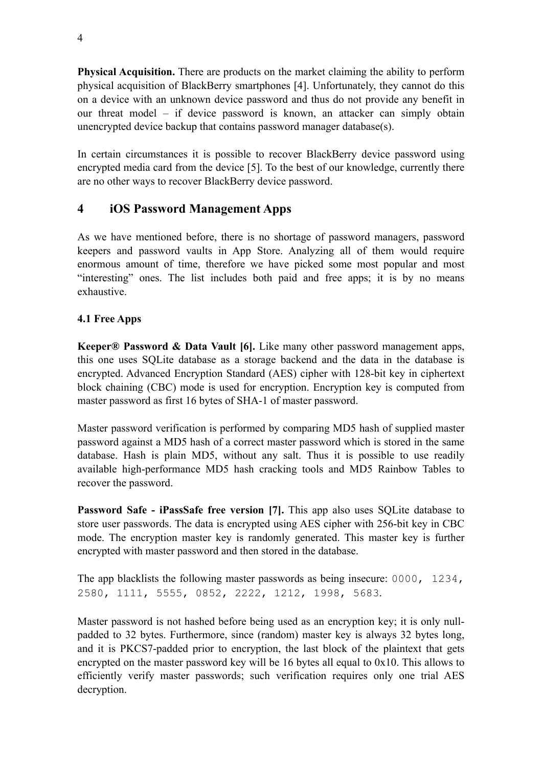**Physical Acquisition.** There are products on the market claiming the ability to perform physical acquisition of BlackBerry smartphones [4]. Unfortunately, they cannot do this on a device with an unknown device password and thus do not provide any benefit in our threat model – if device password is known, an attacker can simply obtain unencrypted device backup that contains password manager database(s).

In certain circumstances it is possible to recover BlackBerry device password using encrypted media card from the device [5]. To the best of our knowledge, currently there are no other ways to recover BlackBerry device password.

# 4 iOS Password Management Apps

As we have mentioned before, there is no shortage of password managers, password keepers and password vaults in App Store. Analyzing all of them would require enormous amount of time, therefore we have picked some most popular and most "interesting" ones. The list includes both paid and free apps; it is by no means exhaustive.

## 4.1 Free Apps

**Keeper® Password & Data Vault [6].** Like many other password management apps, this one uses SQLite database as a storage backend and the data in the database is encrypted. Advanced Encryption Standard (AES) cipher with 128-bit key in ciphertext block chaining (CBC) mode is used for encryption. Encryption key is computed from master password as first 16 bytes of SHA-1 of master password.

Master password verification is performed by comparing MD5 hash of supplied master password against a MD5 hash of a correct master password which is stored in the same database. Hash is plain MD5, without any salt. Thus it is possible to use readily available high-performance MD5 hash cracking tools and MD5 Rainbow Tables to recover the password.

**Password Safe - iPassSafe free version [7].** This app also uses SQLite database to store user passwords. The data is encrypted using AES cipher with 256-bit key in CBC mode. The encryption master key is randomly generated. This master key is further encrypted with master password and then stored in the database.

The app blacklists the following master passwords as being insecure: `0000, 1234, 2580, 1111, 5555, 0852, 2222, 1212, 1998, 5683`.

Master password is not hashed before being used as an encryption key; it is only null-padded to 32 bytes. Furthermore, since (random) master key is always 32 bytes long, and it is PKCS7-padded prior to encryption, the last block of the plaintext that gets encrypted on the master password key will be 16 bytes all equal to 0x10. This allows to efficiently verify master passwords; such verification requires only one trial AES decryption.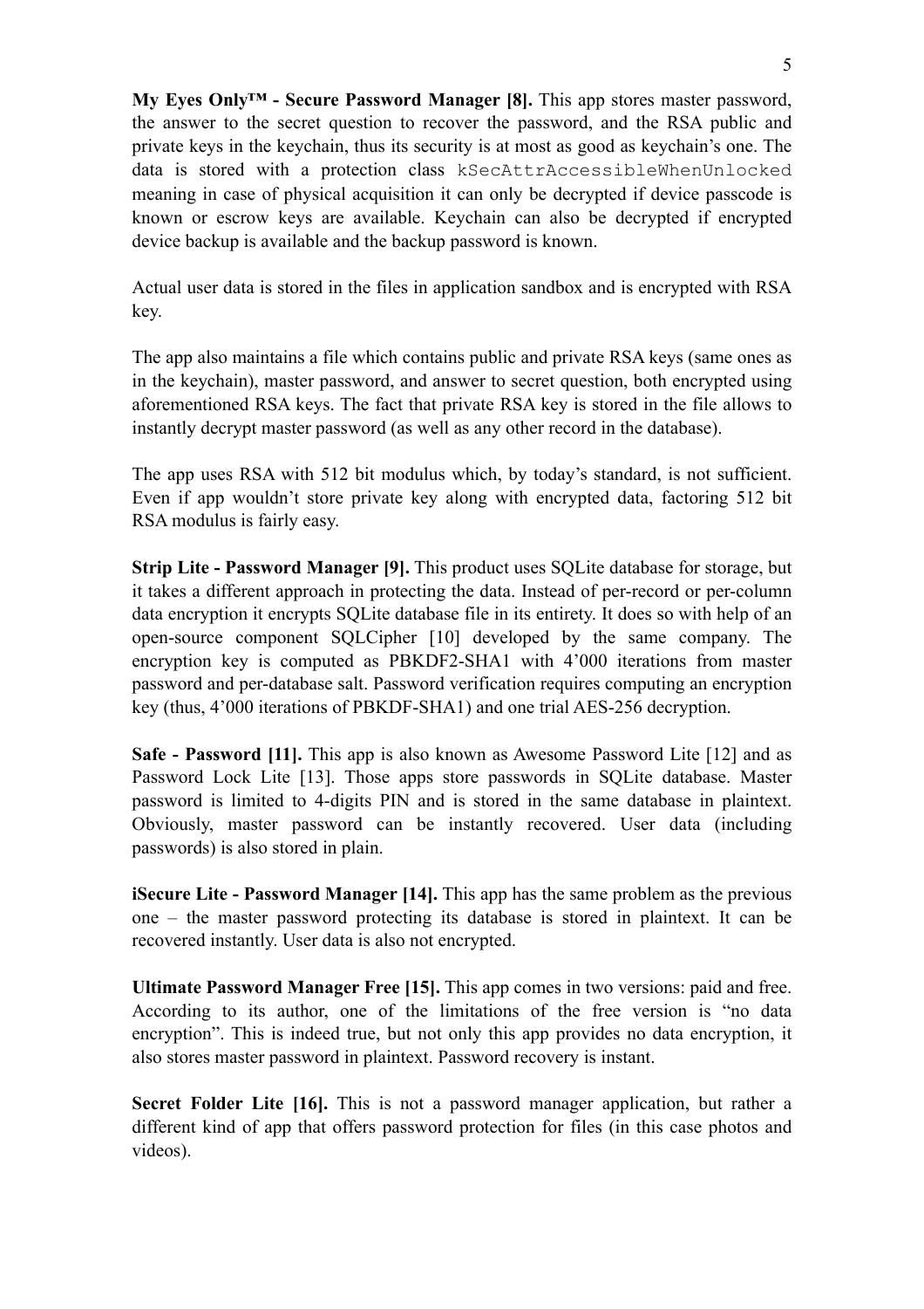**My Eyes Only™ - Secure Password Manager [8].** This app stores master password, the answer to the secret question to recover the password, and the RSA public and private keys in the keychain, thus its security is at most as good as keychain's one. The data is stored with a protection class `kSecAttrAccessibleWhenUnlocked` meaning in case of physical acquisition it can only be decrypted if device passcode is known or escrow keys are available. Keychain can also be decrypted if encrypted device backup is available and the backup password is known.

Actual user data is stored in the files in application sandbox and is encrypted with RSA key.

The app also maintains a file which contains public and private RSA keys (same ones as in the keychain), master password, and answer to secret question, both encrypted using aforementioned RSA keys. The fact that private RSA key is stored in the file allows to instantly decrypt master password (as well as any other record in the database).

The app uses RSA with 512 bit modulus which, by today's standard, is not sufficient. Even if app wouldn't store private key along with encrypted data, factoring 512 bit RSA modulus is fairly easy.

**Strip Lite - Password Manager [9].** This product uses SQLite database for storage, but it takes a different approach in protecting the data. Instead of per-record or per-column data encryption it encrypts SQLite database file in its entirety. It does so with help of an open-source component SQLCipher [10] developed by the same company. The encryption key is computed as PBKDF2-SHA1 with 4'000 iterations from master password and per-database salt. Password verification requires computing an encryption key (thus, 4'000 iterations of PBKDF-SHA1) and one trial AES-256 decryption.

**Safe - Password [11].** This app is also known as Awesome Password Lite [12] and as Password Lock Lite [13]. Those apps store passwords in SQLite database. Master password is limited to 4-digits PIN and is stored in the same database in plaintext. Obviously, master password can be instantly recovered. User data (including passwords) is also stored in plain.

**iSecure Lite - Password Manager [14].** This app has the same problem as the previous one – the master password protecting its database is stored in plaintext. It can be recovered instantly. User data is also not encrypted.

**Ultimate Password Manager Free [15].** This app comes in two versions: paid and free. According to its author, one of the limitations of the free version is "no data encryption". This is indeed true, but not only this app provides no data encryption, it also stores master password in plaintext. Password recovery is instant.

**Secret Folder Lite [16].** This is not a password manager application, but rather a different kind of app that offers password protection for files (in this case photos and videos).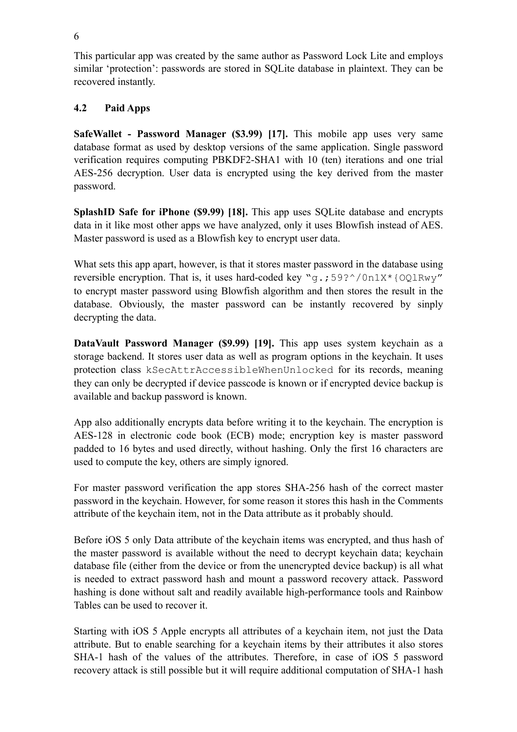This particular app was created by the same author as Password Lock Lite and employs similar ‘protection’: passwords are stored in SQLite database in plaintext. They can be recovered instantly.

### 4.2 Paid Apps

**SafeWallet - Password Manager ($3.99) [17].** This mobile app uses very same database format as used by desktop versions of the same application. Single password verification requires computing PBKDF2-SHA1 with 10 (ten) iterations and one trial AES-256 decryption. User data is encrypted using the key derived from the master password.

**SplashID Safe for iPhone ($9.99) [18].** This app uses SQLite database and encrypts data in it like most other apps we have analyzed, only it uses Blowfish instead of AES. Master password is used as a Blowfish key to encrypt user data.

What sets this app apart, however, is that it stores master password in the database using reversible encryption. That is, it uses hard-coded key `“g.;59?^/0n1X*{OQlRwy”` to encrypt master password using Blowfish algorithm and then stores the result in the database. Obviously, the master password can be instantly recovered by sinply decrypting the data.

**DataVault Password Manager ($9.99) [19].** This app uses system keychain as a storage backend. It stores user data as well as program options in the keychain. It uses protection class `kSecAttrAccessibleWhenUnlocked` for its records, meaning they can only be decrypted if device passcode is known or if encrypted device backup is available and backup password is known.

App also additionally encrypts data before writing it to the keychain. The encryption is AES-128 in electronic code book (ECB) mode; encryption key is master password padded to 16 bytes and used directly, without hashing. Only the first 16 characters are used to compute the key, others are simply ignored.

For master password verification the app stores SHA-256 hash of the correct master password in the keychain. However, for some reason it stores this hash in the Comments attribute of the keychain item, not in the Data attribute as it probably should.

Before iOS 5 only Data attribute of the keychain items was encrypted, and thus hash of the master password is available without the need to decrypt keychain data; keychain database file (either from the device or from the unencrypted device backup) is all what is needed to extract password hash and mount a password recovery attack. Password hashing is done without salt and readily available high-performance tools and Rainbow Tables can be used to recover it.

Starting with iOS 5 Apple encrypts all attributes of a keychain item, not just the Data attribute. But to enable searching for a keychain items by their attributes it also stores SHA-1 hash of the values of the attributes. Therefore, in case of iOS 5 password recovery attack is still possible but it will require additional computation of SHA-1 hash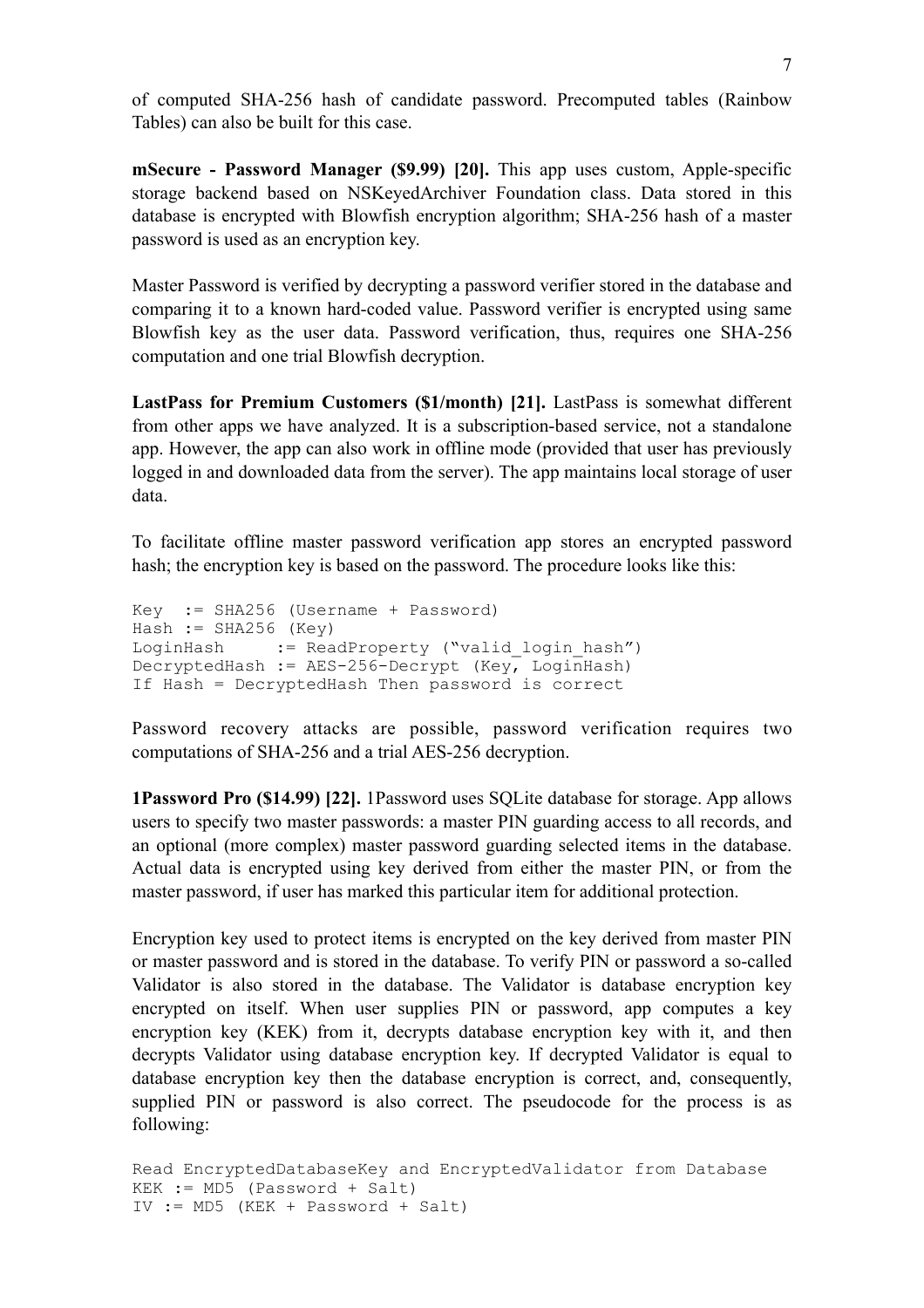of computed SHA-256 hash of candidate password. Precomputed tables (Rainbow Tables) can also be built for this case.

**mSecure - Password Manager ($9.99) [20].** This app uses custom, Apple-specific storage backend based on NSKeyedArchiver Foundation class. Data stored in this database is encrypted with Blowfish encryption algorithm; SHA-256 hash of a master password is used as an encryption key.

Master Password is verified by decrypting a password verifier stored in the database and comparing it to a known hard-coded value. Password verifier is encrypted using same Blowfish key as the user data. Password verification, thus, requires one SHA-256 computation and one trial Blowfish decryption.

**LastPass for Premium Customers ($1/month) [21].** LastPass is somewhat different from other apps we have analyzed. It is a subscription-based service, not a standalone app. However, the app can also work in offline mode (provided that user has previously logged in and downloaded data from the server). The app maintains local storage of user data.

To facilitate offline master password verification app stores an encrypted password hash; the encryption key is based on the password. The procedure looks like this:

```
Key  := SHA256 (Username + Password)
Hash := SHA256 (Key)
LoginHash     := ReadProperty (“valid_login_hash”)
DecryptedHash := AES-256-Decrypt (Key, LoginHash)
If Hash = DecryptedHash Then password is correct
```

Password recovery attacks are possible, password verification requires two computations of SHA-256 and a trial AES-256 decryption.

**1Password Pro ($14.99) [22].** 1Password uses SQLite database for storage. App allows users to specify two master passwords: a master PIN guarding access to all records, and an optional (more complex) master password guarding selected items in the database. Actual data is encrypted using key derived from either the master PIN, or from the master password, if user has marked this particular item for additional protection.

Encryption key used to protect items is encrypted on the key derived from master PIN or master password and is stored in the database. To verify PIN or password a so-called Validator is also stored in the database. The Validator is database encryption key encrypted on itself. When user supplies PIN or password, app computes a key encryption key (KEK) from it, decrypts database encryption key with it, and then decrypts Validator using database encryption key. If decrypted Validator is equal to database encryption key then the database encryption is correct, and, consequently, supplied PIN or password is also correct. The pseudocode for the process is as following:

```
Read EncryptedDatabaseKey and EncryptedValidator from Database
KEK := MD5 (Password + Salt)
IV := MD5 (KEK + Password + Salt)
```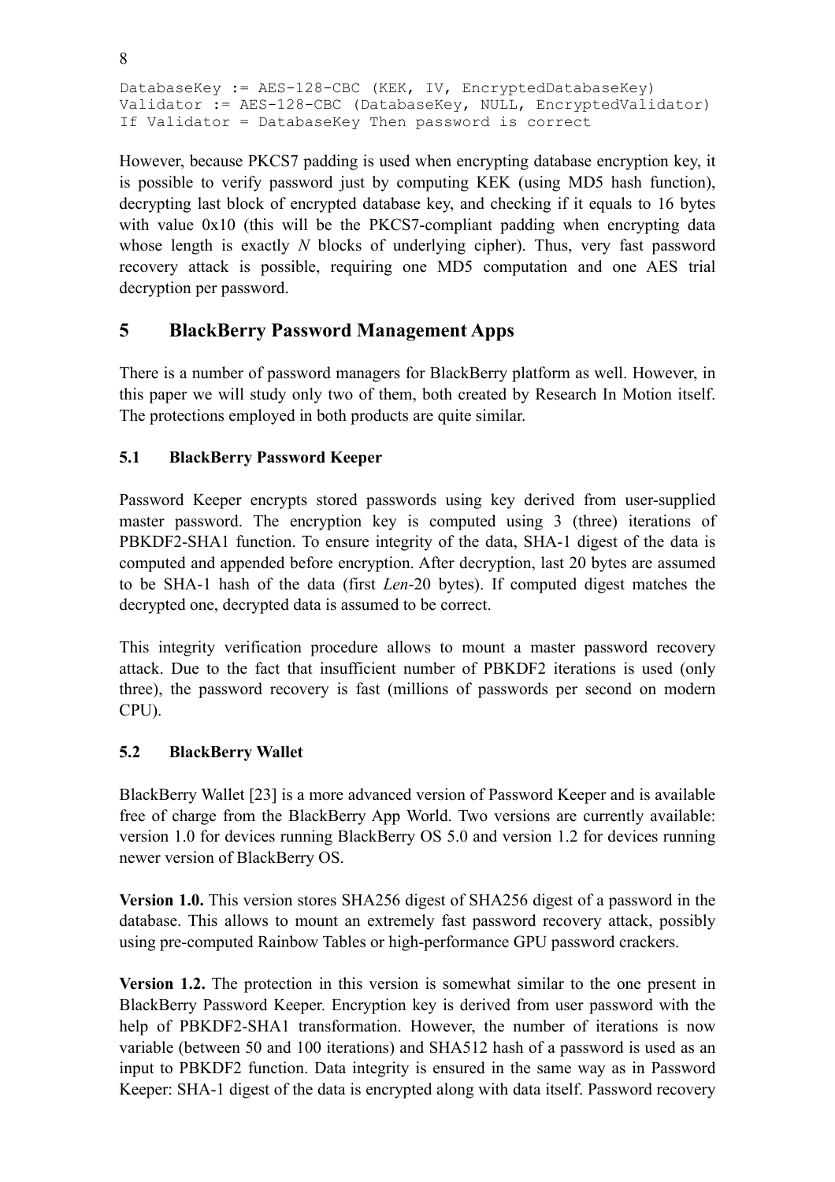```
DatabaseKey := AES-128-CBC (KEK, IV, EncryptedDatabaseKey)
Validator := AES-128-CBC (DatabaseKey, NULL, EncryptedValidator)
If Validator = DatabaseKey Then password is correct
```

However, because PKCS7 padding is used when encrypting database encryption key, it is possible to verify password just by computing KEK (using MD5 hash function), decrypting last block of encrypted database key, and checking if it equals to 16 bytes with value 0x10 (this will be the PKCS7-compliant padding when encrypting data whose length is exactly *N* blocks of underlying cipher). Thus, very fast password recovery attack is possible, requiring one MD5 computation and one AES trial decryption per password.

## 5 BlackBerry Password Management Apps

There is a number of password managers for BlackBerry platform as well. However, in this paper we will study only two of them, both created by Research In Motion itself. The protections employed in both products are quite similar.

### 5.1 BlackBerry Password Keeper

Password Keeper encrypts stored passwords using key derived from user-supplied master password. The encryption key is computed using 3 (three) iterations of PBKDF2-SHA1 function. To ensure integrity of the data, SHA-1 digest of the data is computed and appended before encryption. After decryption, last 20 bytes are assumed to be SHA-1 hash of the data (first *Len*-20 bytes). If computed digest matches the decrypted one, decrypted data is assumed to be correct.

This integrity verification procedure allows to mount a master password recovery attack. Due to the fact that insufficient number of PBKDF2 iterations is used (only three), the password recovery is fast (millions of passwords per second on modern CPU).

### 5.2 BlackBerry Wallet

BlackBerry Wallet [23] is a more advanced version of Password Keeper and is available free of charge from the BlackBerry App World. Two versions are currently available: version 1.0 for devices running BlackBerry OS 5.0 and version 1.2 for devices running newer version of BlackBerry OS.

**Version 1.0.** This version stores SHA256 digest of SHA256 digest of a password in the database. This allows to mount an extremely fast password recovery attack, possibly using pre-computed Rainbow Tables or high-performance GPU password crackers.

**Version 1.2.** The protection in this version is somewhat similar to the one present in BlackBerry Password Keeper. Encryption key is derived from user password with the help of PBKDF2-SHA1 transformation. However, the number of iterations is now variable (between 50 and 100 iterations) and SHA512 hash of a password is used as an input to PBKDF2 function. Data integrity is ensured in the same way as in Password Keeper: SHA-1 digest of the data is encrypted along with data itself. Password recovery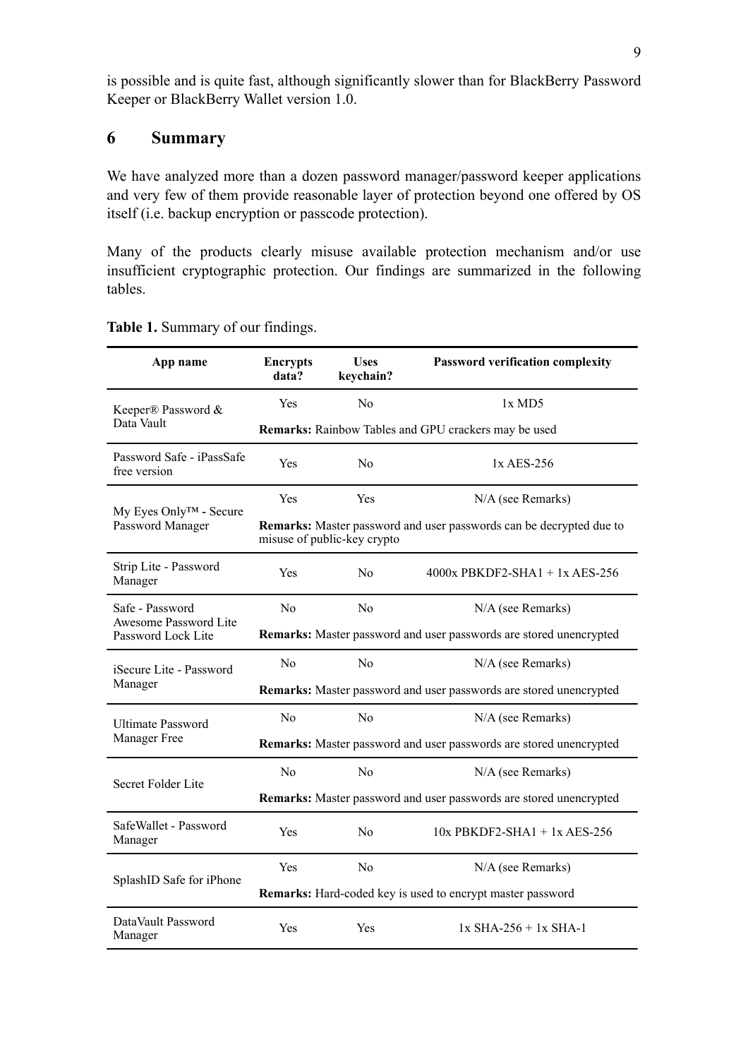is possible and is quite fast, although significantly slower than for BlackBerry Password Keeper or BlackBerry Wallet version 1.0.

## 6 Summary

We have analyzed more than a dozen password manager/password keeper applications and very few of them provide reasonable layer of protection beyond one offered by OS itself (i.e. backup encryption or passcode protection).

Many of the products clearly misuse available protection mechanism and/or use insufficient cryptographic protection. Our findings are summarized in the following tables.

**Table 1.** Summary of our findings.

| App name | Encrypts data? | Uses keychain? | Password verification complexity |
|---|---|---|---|
| Keeper® Password & Data Vault | Yes | No | 1x MD5 |
| | **Remarks:** Rainbow Tables and GPU crackers may be used | | |
| Password Safe - iPassSafe free version | Yes | No | 1x AES-256 |
| My Eyes Only™ - Secure Password Manager | Yes | Yes | N/A (see Remarks) |
| | **Remarks:** Master password and user passwords can be decrypted due to misuse of public-key crypto | | |
| Strip Lite - Password Manager | Yes | No | 4000x PBKDF2-SHA1 + 1x AES-256 |
| Safe - Password<br>Awesome Password Lite<br>Password Lock Lite | No | No | N/A (see Remarks) |
| | **Remarks:** Master password and user passwords are stored unencrypted | | |
| iSecure Lite - Password Manager | No | No | N/A (see Remarks) |
| | **Remarks:** Master password and user passwords are stored unencrypted | | |
| Ultimate Password Manager Free | No | No | N/A (see Remarks) |
| | **Remarks:** Master password and user passwords are stored unencrypted | | |
| Secret Folder Lite | No | No | N/A (see Remarks) |
| | **Remarks:** Master password and user passwords are stored unencrypted | | |
| SafeWallet - Password Manager | Yes | No | 10x PBKDF2-SHA1 + 1x AES-256 |
| SplashID Safe for iPhone | Yes | No | N/A (see Remarks) |
| | **Remarks:** Hard-coded key is used to encrypt master password | | |
| DataVault Password Manager | Yes | Yes | 1x SHA-256 + 1x SHA-1 |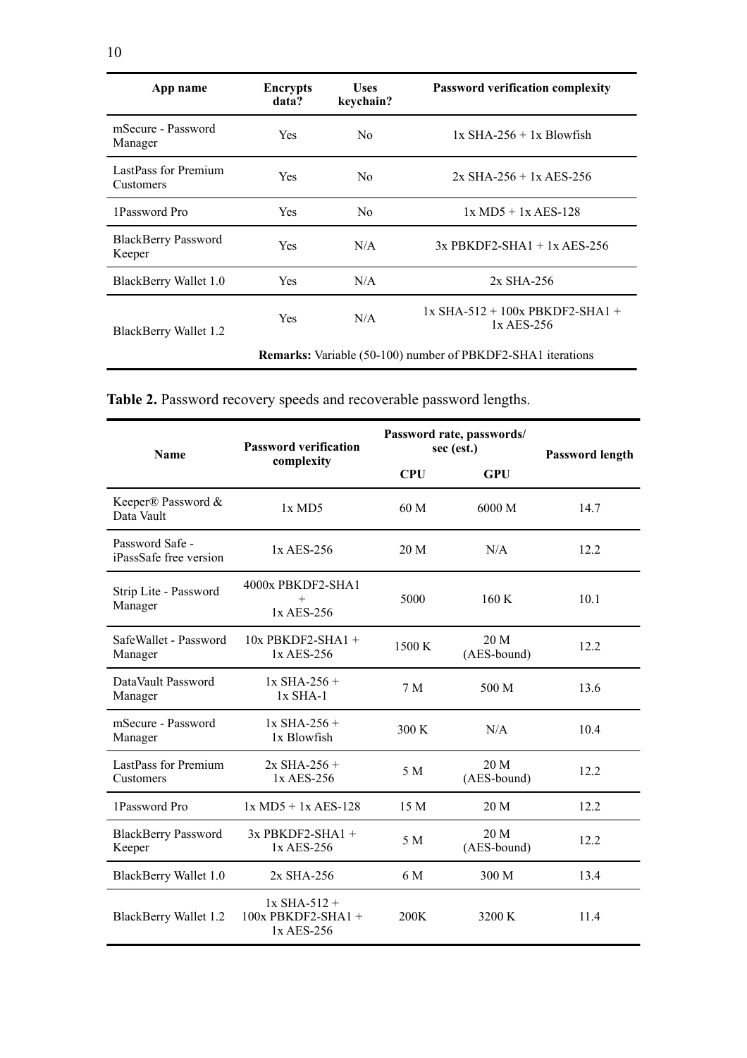| App name | Encrypts data? | Uses keychain? | Password verification complexity |
|---|---|---|---|
| mSecure - Password Manager | Yes | No | 1x SHA-256 + 1x Blowfish |
| LastPass for Premium Customers | Yes | No | 2x SHA-256 + 1x AES-256 |
| 1Password Pro | Yes | No | 1x MD5 + 1x AES-128 |
| BlackBerry Password Keeper | Yes | N/A | 3x PBKDF2-SHA1 + 1x AES-256 |
| BlackBerry Wallet 1.0 | Yes | N/A | 2x SHA-256 |
| BlackBerry Wallet 1.2 | Yes | N/A | 1x SHA-512 + 100x PBKDF2-SHA1 + 1x AES-256 |
| | | | **Remarks:** Variable (50-100) number of PBKDF2-SHA1 iterations |

**Table 2.** Password recovery speeds and recoverable password lengths.

| Name | Password verification complexity | Password rate, passwords/ sec (est.) | | Password length |
|---|---|---|---|---|
| | | CPU | GPU | |
| Keeper® Password & Data Vault | 1x MD5 | 60 M | 6000 M | 14.7 |
| Password Safe - iPassSafe free version | 1x AES-256 | 20 M | N/A | 12.2 |
| Strip Lite - Password Manager | 4000x PBKDF2-SHA1 + 1x AES-256 | 5000 | 160 K | 10.1 |
| SafeWallet - Password Manager | 10x PBKDF2-SHA1 + 1x AES-256 | 1500 K | 20 M (AES-bound) | 12.2 |
| DataVault Password Manager | 1x SHA-256 + 1x SHA-1 | 7 M | 500 M | 13.6 |
| mSecure - Password Manager | 1x SHA-256 + 1x Blowfish | 300 K | N/A | 10.4 |
| LastPass for Premium Customers | 2x SHA-256 + 1x AES-256 | 5 M | 20 M (AES-bound) | 12.2 |
| 1Password Pro | 1x MD5 + 1x AES-128 | 15 M | 20 M | 12.2 |
| BlackBerry Password Keeper | 3x PBKDF2-SHA1 + 1x AES-256 | 5 M | 20 M (AES-bound) | 12.2 |
| BlackBerry Wallet 1.0 | 2x SHA-256 | 6 M | 300 M | 13.4 |
| BlackBerry Wallet 1.2 | 1x SHA-512 + 100x PBKDF2-SHA1 + 1x AES-256 | 200K | 3200 K | 11.4 |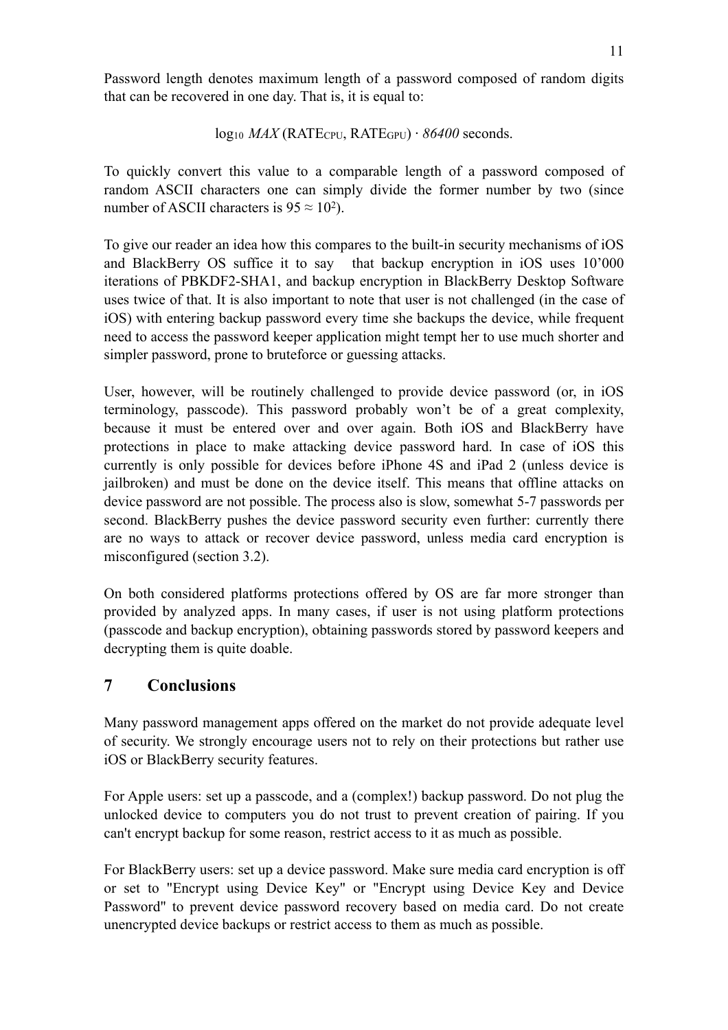Password length denotes maximum length of a password composed of random digits that can be recovered in one day. That is, it is equal to:

$$\log_{10} \mathit{MAX}\,(\mathrm{RATE}_{\mathrm{CPU}}, \mathrm{RATE}_{\mathrm{GPU}}) \cdot \mathit{86400} \text{ seconds.}$$

To quickly convert this value to a comparable length of a password composed of random ASCII characters one can simply divide the former number by two (since number of ASCII characters is $95 \approx 10^2$).

To give our reader an idea how this compares to the built-in security mechanisms of iOS and BlackBerry OS suffice it to say that backup encryption in iOS uses 10'000 iterations of PBKDF2-SHA1, and backup encryption in BlackBerry Desktop Software uses twice of that. It is also important to note that user is not challenged (in the case of iOS) with entering backup password every time she backups the device, while frequent need to access the password keeper application might tempt her to use much shorter and simpler password, prone to bruteforce or guessing attacks.

User, however, will be routinely challenged to provide device password (or, in iOS terminology, passcode). This password probably won't be of a great complexity, because it must be entered over and over again. Both iOS and BlackBerry have protections in place to make attacking device password hard. In case of iOS this currently is only possible for devices before iPhone 4S and iPad 2 (unless device is jailbroken) and must be done on the device itself. This means that offline attacks on device password are not possible. The process also is slow, somewhat 5-7 passwords per second. BlackBerry pushes the device password security even further: currently there are no ways to attack or recover device password, unless media card encryption is misconfigured (section 3.2).

On both considered platforms protections offered by OS are far more stronger than provided by analyzed apps. In many cases, if user is not using platform protections (passcode and backup encryption), obtaining passwords stored by password keepers and decrypting them is quite doable.

## 7 Conclusions

Many password management apps offered on the market do not provide adequate level of security. We strongly encourage users not to rely on their protections but rather use iOS or BlackBerry security features.

For Apple users: set up a passcode, and a (complex!) backup password. Do not plug the unlocked device to computers you do not trust to prevent creation of pairing. If you can't encrypt backup for some reason, restrict access to it as much as possible.

For BlackBerry users: set up a device password. Make sure media card encryption is off or set to "Encrypt using Device Key" or "Encrypt using Device Key and Device Password" to prevent device password recovery based on media card. Do not create unencrypted device backups or restrict access to them as much as possible.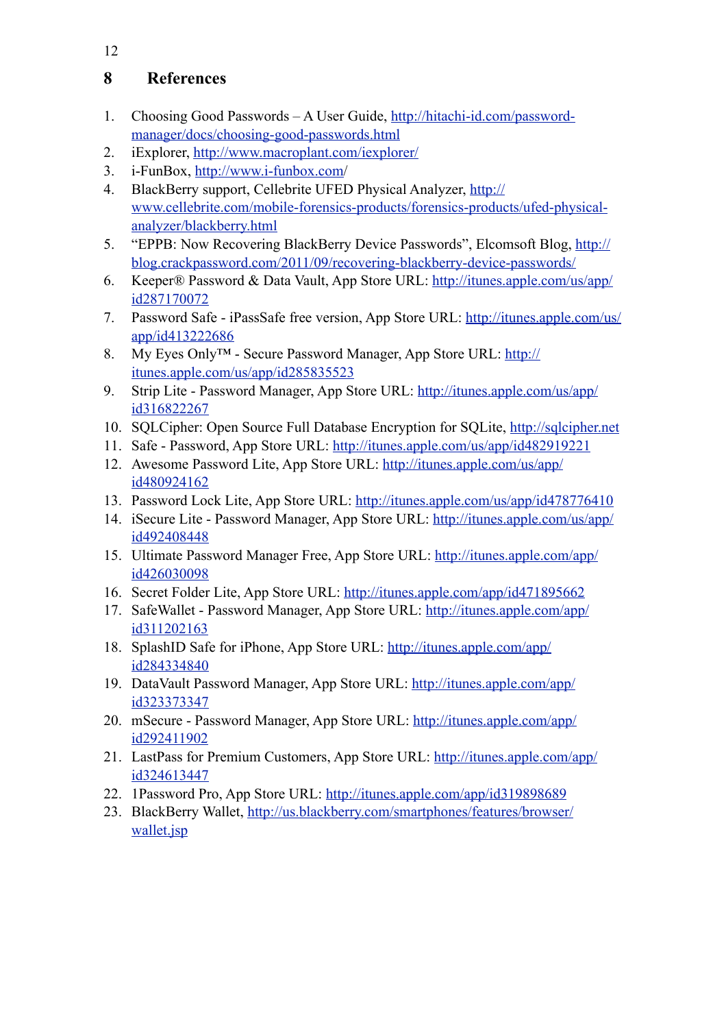## 8 References

1. Choosing Good Passwords – A User Guide, http://hitachi-id.com/password-manager/docs/choosing-good-passwords.html
2. iExplorer, http://www.macroplant.com/iexplorer/
3. i-FunBox, http://www.i-funbox.com/
4. BlackBerry support, Cellebrite UFED Physical Analyzer, http://www.cellebrite.com/mobile-forensics-products/forensics-products/ufed-physical-analyzer/blackberry.html
5. "EPPB: Now Recovering BlackBerry Device Passwords", Elcomsoft Blog, http://blog.crackpassword.com/2011/09/recovering-blackberry-device-passwords/
6. Keeper® Password & Data Vault, App Store URL: http://itunes.apple.com/us/app/id287170072
7. Password Safe - iPassSafe free version, App Store URL: http://itunes.apple.com/us/app/id413222686
8. My Eyes Only™ - Secure Password Manager, App Store URL: http://itunes.apple.com/us/app/id285835523
9. Strip Lite - Password Manager, App Store URL: http://itunes.apple.com/us/app/id316822267
10. SQLCipher: Open Source Full Database Encryption for SQLite, http://sqlcipher.net
11. Safe - Password, App Store URL: http://itunes.apple.com/us/app/id482919221
12. Awesome Password Lite, App Store URL: http://itunes.apple.com/us/app/id480924162
13. Password Lock Lite, App Store URL: http://itunes.apple.com/us/app/id478776410
14. iSecure Lite - Password Manager, App Store URL: http://itunes.apple.com/us/app/id492408448
15. Ultimate Password Manager Free, App Store URL: http://itunes.apple.com/app/id426030098
16. Secret Folder Lite, App Store URL: http://itunes.apple.com/app/id471895662
17. SafeWallet - Password Manager, App Store URL: http://itunes.apple.com/app/id311202163
18. SplashID Safe for iPhone, App Store URL: http://itunes.apple.com/app/id284334840
19. DataVault Password Manager, App Store URL: http://itunes.apple.com/app/id323373347
20. mSecure - Password Manager, App Store URL: http://itunes.apple.com/app/id292411902
21. LastPass for Premium Customers, App Store URL: http://itunes.apple.com/app/id324613447
22. 1Password Pro, App Store URL: http://itunes.apple.com/app/id319898689
23. BlackBerry Wallet, http://us.blackberry.com/smartphones/features/browser/wallet.jsp